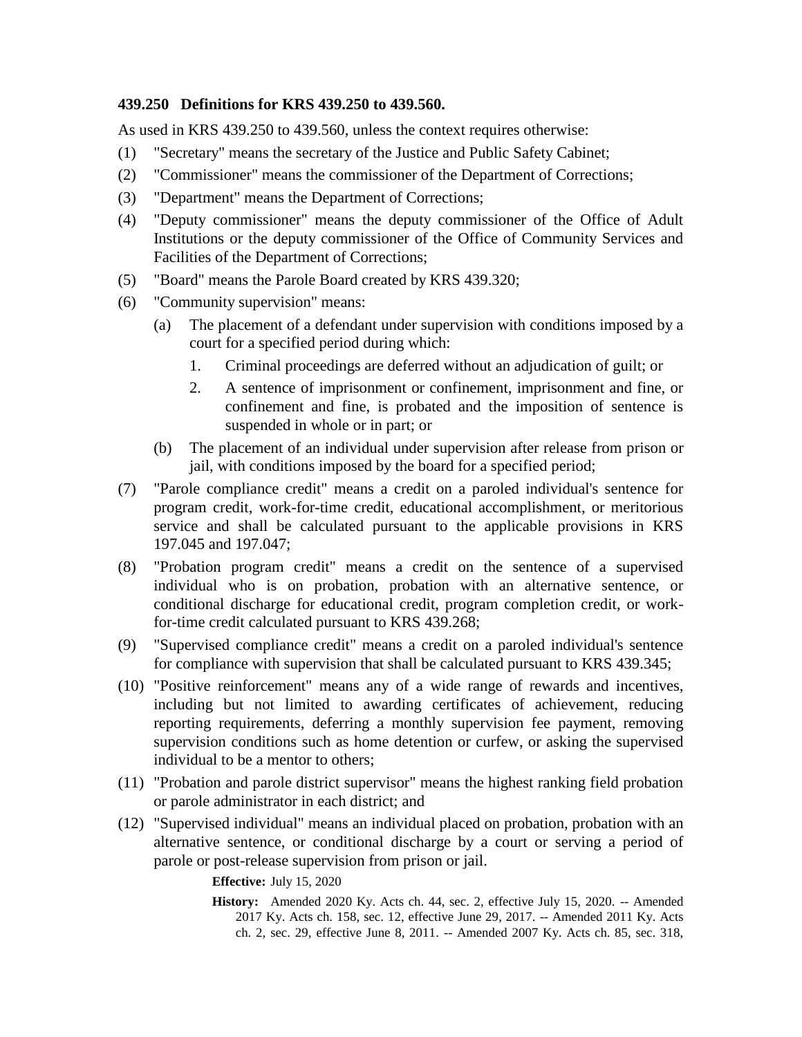**439.250 Definitions for KRS 439.250 to 439.560.**

As used in KRS 439.250 to 439.560, unless the context requires otherwise:

(1) "Secretary" means the secretary of the Justice and Public Safety Cabinet;

(2) "Commissioner" means the commissioner of the Department of Corrections;

(3) "Department" means the Department of Corrections;

(4) "Deputy commissioner" means the deputy commissioner of the Office of Adult Institutions or the deputy commissioner of the Office of Community Services and Facilities of the Department of Corrections;

(5) "Board" means the Parole Board created by KRS 439.320;

(6) "Community supervision" means:

    (a) The placement of a defendant under supervision with conditions imposed by a court for a specified period during which:

        1. Criminal proceedings are deferred without an adjudication of guilt; or

        2. A sentence of imprisonment or confinement, imprisonment and fine, or confinement and fine, is probated and the imposition of sentence is suspended in whole or in part; or

    (b) The placement of an individual under supervision after release from prison or jail, with conditions imposed by the board for a specified period;

(7) "Parole compliance credit" means a credit on a paroled individual's sentence for program credit, work-for-time credit, educational accomplishment, or meritorious service and shall be calculated pursuant to the applicable provisions in KRS 197.045 and 197.047;

(8) "Probation program credit" means a credit on the sentence of a supervised individual who is on probation, probation with an alternative sentence, or conditional discharge for educational credit, program completion credit, or work-for-time credit calculated pursuant to KRS 439.268;

(9) "Supervised compliance credit" means a credit on a paroled individual's sentence for compliance with supervision that shall be calculated pursuant to KRS 439.345;

(10) "Positive reinforcement" means any of a wide range of rewards and incentives, including but not limited to awarding certificates of achievement, reducing reporting requirements, deferring a monthly supervision fee payment, removing supervision conditions such as home detention or curfew, or asking the supervised individual to be a mentor to others;

(11) "Probation and parole district supervisor" means the highest ranking field probation or parole administrator in each district; and

(12) "Supervised individual" means an individual placed on probation, probation with an alternative sentence, or conditional discharge by a court or serving a period of parole or post-release supervision from prison or jail.

**Effective:** July 15, 2020

**History:** Amended 2020 Ky. Acts ch. 44, sec. 2, effective July 15, 2020. -- Amended 2017 Ky. Acts ch. 158, sec. 12, effective June 29, 2017. -- Amended 2011 Ky. Acts ch. 2, sec. 29, effective June 8, 2011. -- Amended 2007 Ky. Acts ch. 85, sec. 318,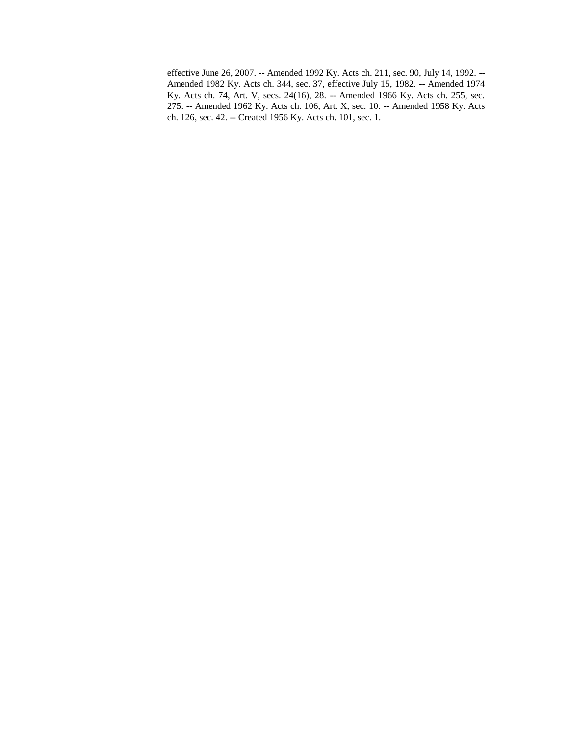effective June 26, 2007. -- Amended 1992 Ky. Acts ch. 211, sec. 90, July 14, 1992. -- Amended 1982 Ky. Acts ch. 344, sec. 37, effective July 15, 1982. -- Amended 1974 Ky. Acts ch. 74, Art. V, secs. 24(16), 28. -- Amended 1966 Ky. Acts ch. 255, sec. 275. -- Amended 1962 Ky. Acts ch. 106, Art. X, sec. 10. -- Amended 1958 Ky. Acts ch. 126, sec. 42. -- Created 1956 Ky. Acts ch. 101, sec. 1.